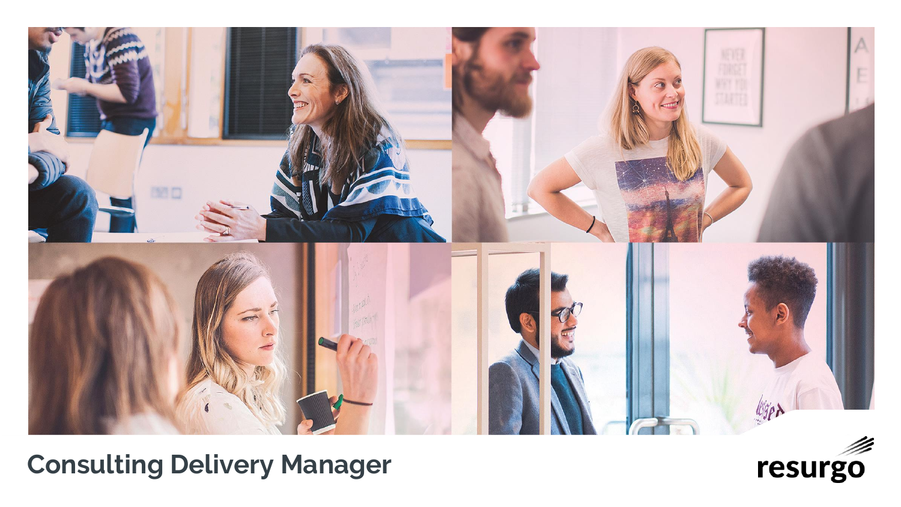# Consulting Delivery Manager

resurgo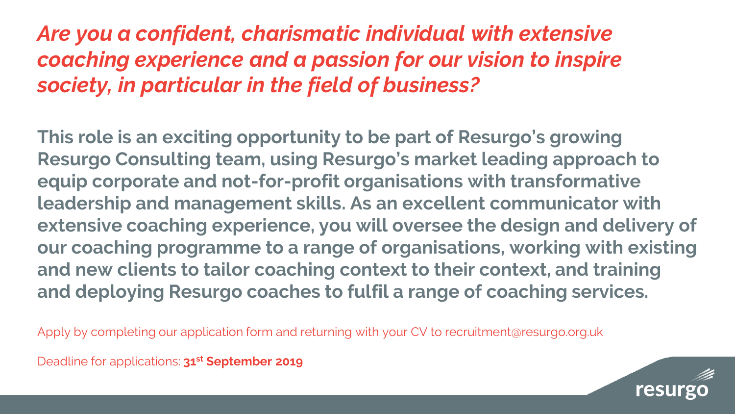***Are you a confident, charismatic individual with extensive coaching experience and a passion for our vision to inspire society, in particular in the field of business?***

**This role is an exciting opportunity to be part of Resurgo's growing Resurgo Consulting team, using Resurgo's market leading approach to equip corporate and not-for-profit organisations with transformative leadership and management skills. As an excellent communicator with extensive coaching experience, you will oversee the design and delivery of our coaching programme to a range of organisations, working with existing and new clients to tailor coaching context to their context, and training and deploying Resurgo coaches to fulfil a range of coaching services.**

Apply by completing our application form and returning with your CV to recruitment@resurgo.org.uk

Deadline for applications: **31st September 2019**

resurgo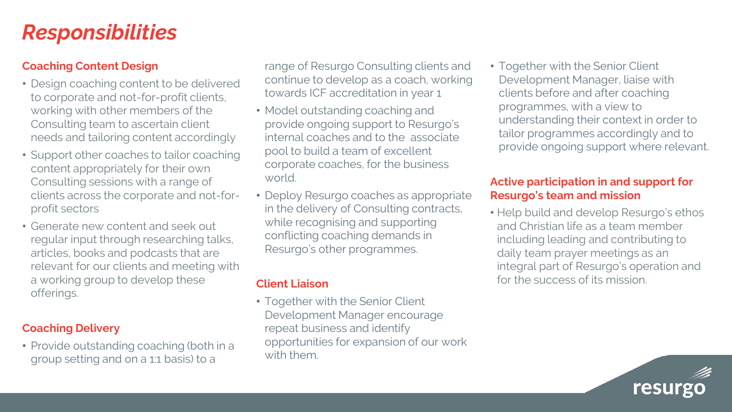# Responsibilities

## Coaching Content Design

- Design coaching content to be delivered to corporate and not-for-profit clients, working with other members of the Consulting team to ascertain client needs and tailoring content accordingly
- Support other coaches to tailor coaching content appropriately for their own Consulting sessions with a range of clients across the corporate and not-for-profit sectors
- Generate new content and seek out regular input through researching talks, articles, books and podcasts that are relevant for our clients and meeting with a working group to develop these offerings.

## Coaching Delivery

- Provide outstanding coaching (both in a group setting and on a 1:1 basis) to a range of Resurgo Consulting clients and continue to develop as a coach, working towards ICF accreditation in year 1
- Model outstanding coaching and provide ongoing support to Resurgo's internal coaches and to the associate pool to build a team of excellent corporate coaches, for the business world.
- Deploy Resurgo coaches as appropriate in the delivery of Consulting contracts, while recognising and supporting conflicting coaching demands in Resurgo's other programmes.

## Client Liaison

- Together with the Senior Client Development Manager encourage repeat business and identify opportunities for expansion of our work with them.
- Together with the Senior Client Development Manager, liaise with clients before and after coaching programmes, with a view to understanding their context in order to tailor programmes accordingly and to provide ongoing support where relevant.

## Active participation in and support for Resurgo's team and mission

- Help build and develop Resurgo's ethos and Christian life as a team member including leading and contributing to daily team prayer meetings as an integral part of Resurgo's operation and for the success of its mission.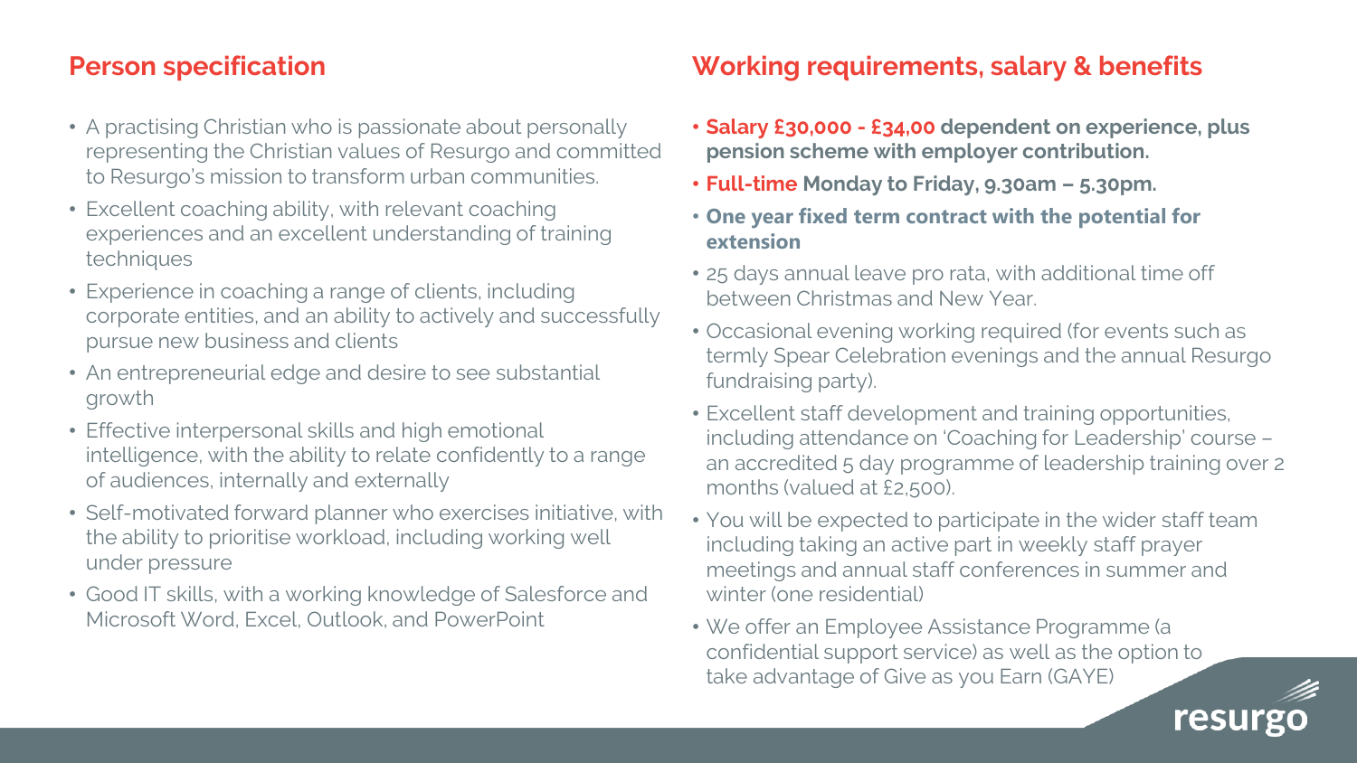## Person specification

- A practising Christian who is passionate about personally representing the Christian values of Resurgo and committed to Resurgo's mission to transform urban communities.
- Excellent coaching ability, with relevant coaching experiences and an excellent understanding of training techniques
- Experience in coaching a range of clients, including corporate entities, and an ability to actively and successfully pursue new business and clients
- An entrepreneurial edge and desire to see substantial growth
- Effective interpersonal skills and high emotional intelligence, with the ability to relate confidently to a range of audiences, internally and externally
- Self-motivated forward planner who exercises initiative, with the ability to prioritise workload, including working well under pressure
- Good IT skills, with a working knowledge of Salesforce and Microsoft Word, Excel, Outlook, and PowerPoint

## Working requirements, salary & benefits

- **Salary £30,000 - £34,00 dependent on experience, plus pension scheme with employer contribution.**
- **Full-time Monday to Friday, 9.30am – 5.30pm.**
- **One year fixed term contract with the potential for extension**
- 25 days annual leave pro rata, with additional time off between Christmas and New Year.
- Occasional evening working required (for events such as termly Spear Celebration evenings and the annual Resurgo fundraising party).
- Excellent staff development and training opportunities, including attendance on 'Coaching for Leadership' course – an accredited 5 day programme of leadership training over 2 months (valued at £2,500).
- You will be expected to participate in the wider staff team including taking an active part in weekly staff prayer meetings and annual staff conferences in summer and winter (one residential)
- We offer an Employee Assistance Programme (a confidential support service) as well as the option to take advantage of Give as you Earn (GAYE)

resurgo